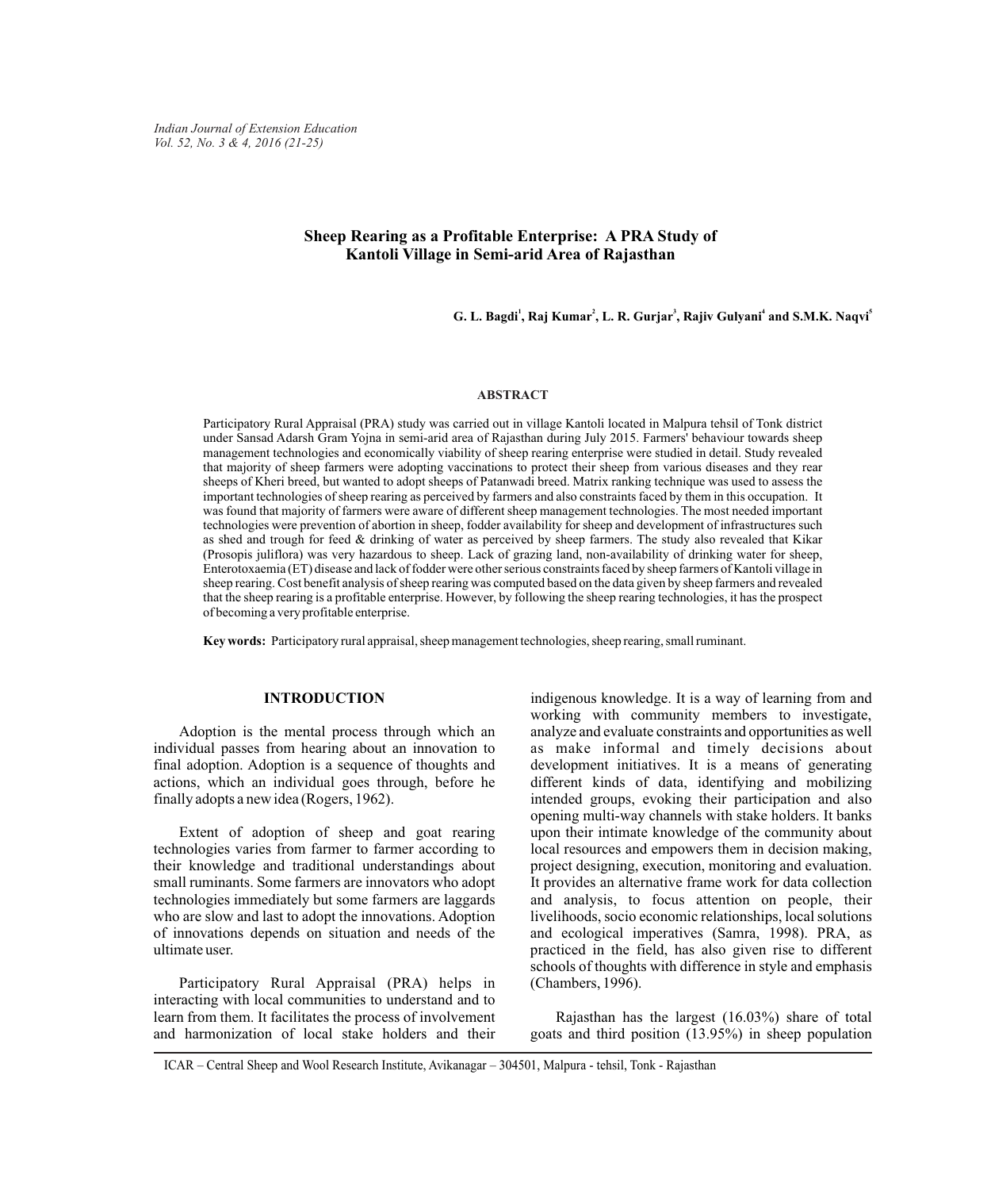# Sheep Rearing as a Profitable Enterprise: A PRA Study of Kantoli Village in Semi-arid Area of Rajasthan

**G. L. Bagdi[1], Raj Kumar[2], L. R. Gurjar[3], Rajiv Gulyani[4] and S.M.K. Naqvi[5]**

## ABSTRACT

Participatory Rural Appraisal (PRA) study was carried out in village Kantoli located in Malpura tehsil of Tonk district under Sansad Adarsh Gram Yojna in semi-arid area of Rajasthan during July 2015. Farmers' behaviour towards sheep management technologies and economically viability of sheep rearing enterprise were studied in detail. Study revealed that majority of sheep farmers were adopting vaccinations to protect their sheep from various diseases and they rear sheeps of Kheri breed, but wanted to adopt sheeps of Patanwadi breed. Matrix ranking technique was used to assess the important technologies of sheep rearing as perceived by farmers and also constraints faced by them in this occupation. It was found that majority of farmers were aware of different sheep management technologies. The most needed important technologies were prevention of abortion in sheep, fodder availability for sheep and development of infrastructures such as shed and trough for feed & drinking of water as perceived by sheep farmers. The study also revealed that Kikar (Prosopis juliflora) was very hazardous to sheep. Lack of grazing land, non-availability of drinking water for sheep, Enterotoxaemia (ET) disease and lack of fodder were other serious constraints faced by sheep farmers of Kantoli village in sheep rearing. Cost benefit analysis of sheep rearing was computed based on the data given by sheep farmers and revealed that the sheep rearing is a profitable enterprise. However, by following the sheep rearing technologies, it has the prospect of becoming a very profitable enterprise.

**Key words:** Participatory rural appraisal, sheep management technologies, sheep rearing, small ruminant.

## INTRODUCTION

Adoption is the mental process through which an individual passes from hearing about an innovation to final adoption. Adoption is a sequence of thoughts and actions, which an individual goes through, before he finally adopts a new idea (Rogers, 1962).

Extent of adoption of sheep and goat rearing technologies varies from farmer to farmer according to their knowledge and traditional understandings about small ruminants. Some farmers are innovators who adopt technologies immediately but some farmers are laggards who are slow and last to adopt the innovations. Adoption of innovations depends on situation and needs of the ultimate user.

Participatory Rural Appraisal (PRA) helps in interacting with local communities to understand and to learn from them. It facilitates the process of involvement and harmonization of local stake holders and their indigenous knowledge. It is a way of learning from and working with community members to investigate, analyze and evaluate constraints and opportunities as well as make informal and timely decisions about development initiatives. It is a means of generating different kinds of data, identifying and mobilizing intended groups, evoking their participation and also opening multi-way channels with stake holders. It banks upon their intimate knowledge of the community about local resources and empowers them in decision making, project designing, execution, monitoring and evaluation. It provides an alternative frame work for data collection and analysis, to focus attention on people, their livelihoods, socio economic relationships, local solutions and ecological imperatives (Samra, 1998). PRA, as practiced in the field, has also given rise to different schools of thoughts with difference in style and emphasis (Chambers, 1996).

Rajasthan has the largest (16.03%) share of total goats and third position (13.95%) in sheep population

ICAR – Central Sheep and Wool Research Institute, Avikanagar – 304501, Malpura - tehsil, Tonk - Rajasthan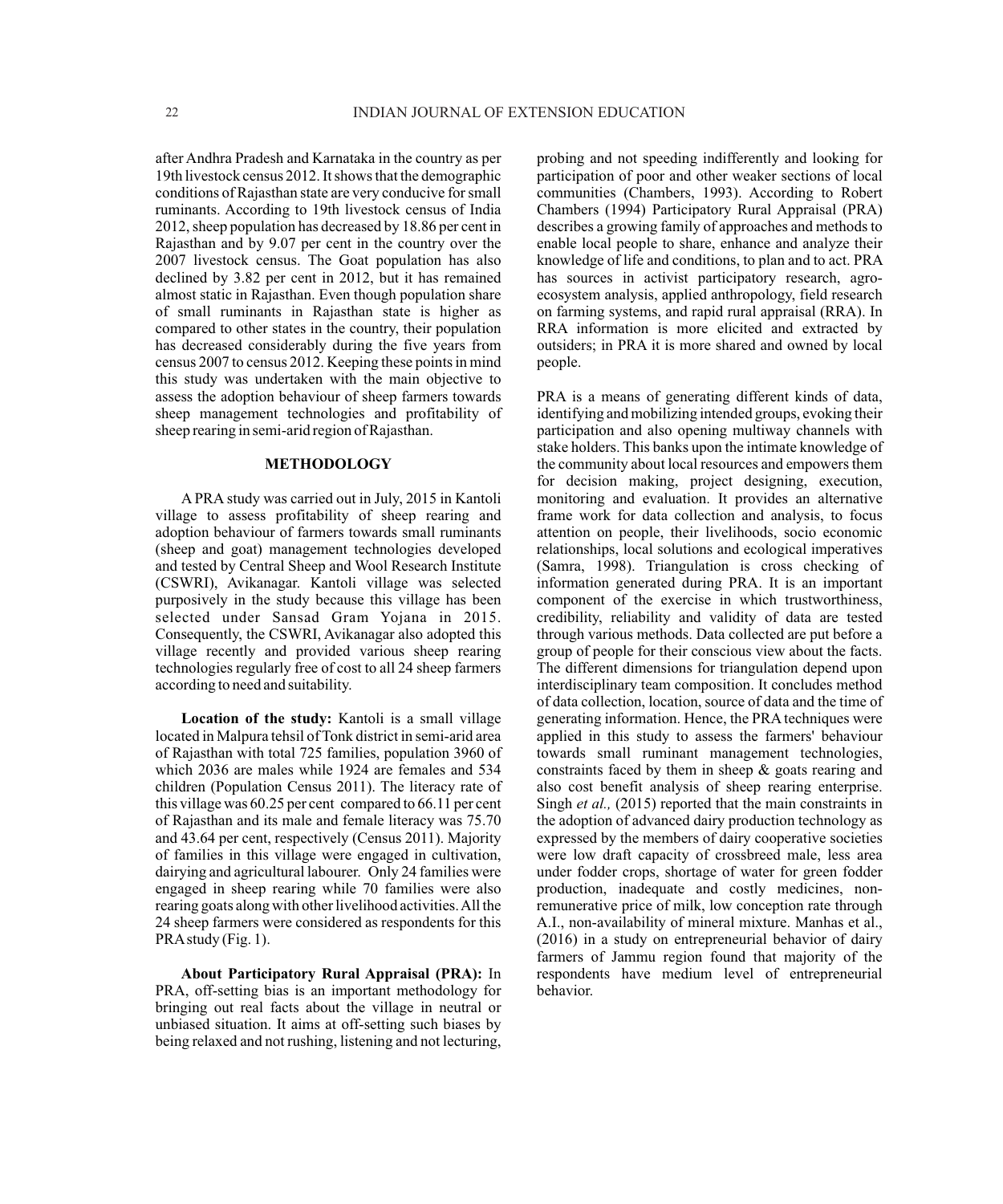after Andhra Pradesh and Karnataka in the country as per 19th livestock census 2012. It shows that the demographic conditions of Rajasthan state are very conducive for small ruminants. According to 19th livestock census of India 2012, sheep population has decreased by 18.86 per cent in Rajasthan and by 9.07 per cent in the country over the 2007 livestock census. The Goat population has also declined by 3.82 per cent in 2012, but it has remained almost static in Rajasthan. Even though population share of small ruminants in Rajasthan state is higher as compared to other states in the country, their population has decreased considerably during the five years from census 2007 to census 2012. Keeping these points in mind this study was undertaken with the main objective to assess the adoption behaviour of sheep farmers towards sheep management technologies and profitability of sheep rearing in semi-arid region of Rajasthan.

## METHODOLOGY

A PRA study was carried out in July, 2015 in Kantoli village to assess profitability of sheep rearing and adoption behaviour of farmers towards small ruminants (sheep and goat) management technologies developed and tested by Central Sheep and Wool Research Institute (CSWRI), Avikanagar. Kantoli village was selected purposively in the study because this village has been selected under Sansad Gram Yojana in 2015. Consequently, the CSWRI, Avikanagar also adopted this village recently and provided various sheep rearing technologies regularly free of cost to all 24 sheep farmers according to need and suitability.

**Location of the study:** Kantoli is a small village located in Malpura tehsil of Tonk district in semi-arid area of Rajasthan with total 725 families, population 3960 of which 2036 are males while 1924 are females and 534 children (Population Census 2011). The literacy rate of this village was 60.25 per cent compared to 66.11 per cent of Rajasthan and its male and female literacy was 75.70 and 43.64 per cent, respectively (Census 2011). Majority of families in this village were engaged in cultivation, dairying and agricultural labourer. Only 24 families were engaged in sheep rearing while 70 families were also rearing goats along with other livelihood activities. All the 24 sheep farmers were considered as respondents for this PRA study (Fig. 1).

**About Participatory Rural Appraisal (PRA):** In PRA, off-setting bias is an important methodology for bringing out real facts about the village in neutral or unbiased situation. It aims at off-setting such biases by being relaxed and not rushing, listening and not lecturing, probing and not speeding indifferently and looking for participation of poor and other weaker sections of local communities (Chambers, 1993). According to Robert Chambers (1994) Participatory Rural Appraisal (PRA) describes a growing family of approaches and methods to enable local people to share, enhance and analyze their knowledge of life and conditions, to plan and to act. PRA has sources in activist participatory research, agro-ecosystem analysis, applied anthropology, field research on farming systems, and rapid rural appraisal (RRA). In RRA information is more elicited and extracted by outsiders; in PRA it is more shared and owned by local people.

PRA is a means of generating different kinds of data, identifying and mobilizing intended groups, evoking their participation and also opening multiway channels with stake holders. This banks upon the intimate knowledge of the community about local resources and empowers them for decision making, project designing, execution, monitoring and evaluation. It provides an alternative frame work for data collection and analysis, to focus attention on people, their livelihoods, socio economic relationships, local solutions and ecological imperatives (Samra, 1998). Triangulation is cross checking of information generated during PRA. It is an important component of the exercise in which trustworthiness, credibility, reliability and validity of data are tested through various methods. Data collected are put before a group of people for their conscious view about the facts. The different dimensions for triangulation depend upon interdisciplinary team composition. It concludes method of data collection, location, source of data and the time of generating information. Hence, the PRA techniques were applied in this study to assess the farmers' behaviour towards small ruminant management technologies, constraints faced by them in sheep & goats rearing and also cost benefit analysis of sheep rearing enterprise. Singh *et al.,* (2015) reported that the main constraints in the adoption of advanced dairy production technology as expressed by the members of dairy cooperative societies were low draft capacity of crossbreed male, less area under fodder crops, shortage of water for green fodder production, inadequate and costly medicines, non-remunerative price of milk, low conception rate through A.I., non-availability of mineral mixture. Manhas et al., (2016) in a study on entrepreneurial behavior of dairy farmers of Jammu region found that majority of the respondents have medium level of entrepreneurial behavior.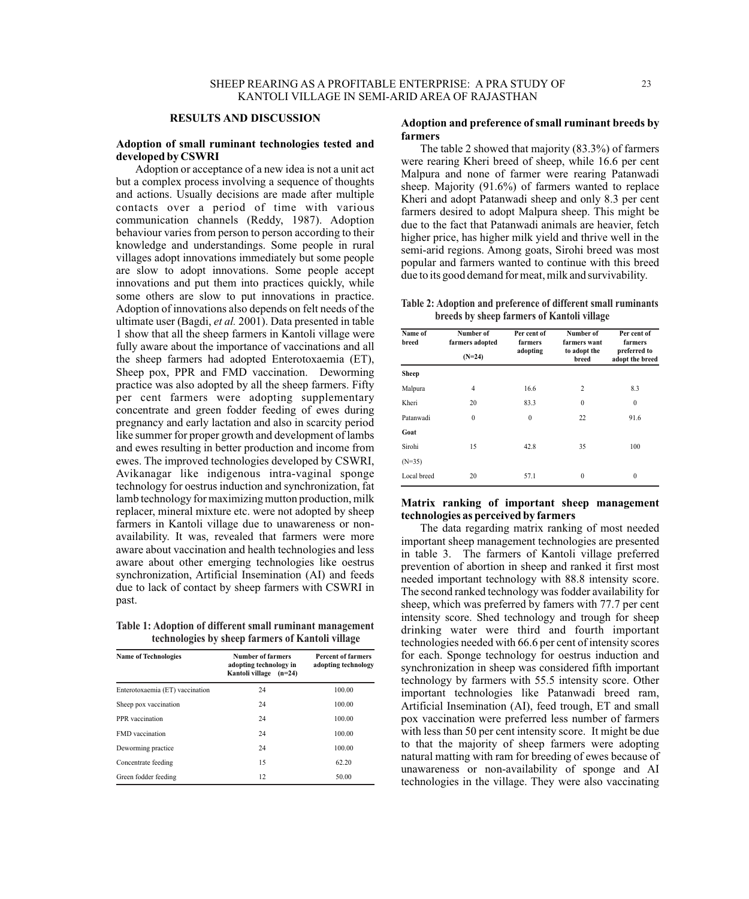## RESULTS AND DISCUSSION

### Adoption of small ruminant technologies tested and developed by CSWRI

Adoption or acceptance of a new idea is not a unit act but a complex process involving a sequence of thoughts and actions. Usually decisions are made after multiple contacts over a period of time with various communication channels (Reddy, 1987). Adoption behaviour varies from person to person according to their knowledge and understandings. Some people in rural villages adopt innovations immediately but some people are slow to adopt innovations. Some people accept innovations and put them into practices quickly, while some others are slow to put innovations in practice. Adoption of innovations also depends on felt needs of the ultimate user (Bagdi, *et al.* 2001). Data presented in table 1 show that all the sheep farmers in Kantoli village were fully aware about the importance of vaccinations and all the sheep farmers had adopted Enterotoxaemia (ET), Sheep pox, PPR and FMD vaccination. Deworming practice was also adopted by all the sheep farmers. Fifty per cent farmers were adopting supplementary concentrate and green fodder feeding of ewes during pregnancy and early lactation and also in scarcity period like summer for proper growth and development of lambs and ewes resulting in better production and income from ewes. The improved technologies developed by CSWRI, Avikanagar like indigenous intra-vaginal sponge technology for oestrus induction and synchronization, fat lamb technology for maximizing mutton production, milk replacer, mineral mixture etc. were not adopted by sheep farmers in Kantoli village due to unawareness or non-availability. It was, revealed that farmers were more aware about vaccination and health technologies and less aware about other emerging technologies like oestrus synchronization, Artificial Insemination (AI) and feeds due to lack of contact by sheep farmers with CSWRI in past.

**Table 1: Adoption of different small ruminant management technologies by sheep farmers of Kantoli village**

| Name of Technologies | Number of farmers adopting technology in Kantoli village (n=24) | Percent of farmers adopting technology |
|---|---|---|
| Enterotoxaemia (ET) vaccination | 24 | 100.00 |
| Sheep pox vaccination | 24 | 100.00 |
| PPR vaccination | 24 | 100.00 |
| FMD vaccination | 24 | 100.00 |
| Deworming practice | 24 | 100.00 |
| Concentrate feeding | 15 | 62.20 |
| Green fodder feeding | 12 | 50.00 |

### Adoption and preference of small ruminant breeds by farmers

The table 2 showed that majority (83.3%) of farmers were rearing Kheri breed of sheep, while 16.6 per cent Malpura and none of farmer were rearing Patanwadi sheep. Majority (91.6%) of farmers wanted to replace Kheri and adopt Patanwadi sheep and only 8.3 per cent farmers desired to adopt Malpura sheep. This might be due to the fact that Patanwadi animals are heavier, fetch higher price, has higher milk yield and thrive well in the semi-arid regions. Among goats, Sirohi breed was most popular and farmers wanted to continue with this breed due to its good demand for meat, milk and survivability.

**Table 2: Adoption and preference of different small ruminants breeds by sheep farmers of Kantoli village**

| Name of breed | Number of farmers adopted (N=24) | Per cent of farmers adopting | Number of farmers want to adopt the breed | Per cent of farmers preferred to adopt the breed |
|---|---|---|---|---|
| **Sheep** | | | | |
| Malpura | 4 | 16.6 | 2 | 8.3 |
| Kheri | 20 | 83.3 | 0 | 0 |
| Patanwadi | 0 | 0 | 22 | 91.6 |
| **Goat** | | | | |
| Sirohi | 15 | 42.8 | 35 | 100 |
| (N=35) | | | | |
| Local breed | 20 | 57.1 | 0 | 0 |

### Matrix ranking of important sheep management technologies as perceived by farmers

The data regarding matrix ranking of most needed important sheep management technologies are presented in table 3. The farmers of Kantoli village preferred prevention of abortion in sheep and ranked it first most needed important technology with 88.8 intensity score. The second ranked technology was fodder availability for sheep, which was preferred by famers with 77.7 per cent intensity score. Shed technology and trough for sheep drinking water were third and fourth important technologies needed with 66.6 per cent of intensity scores for each. Sponge technology for oestrus induction and synchronization in sheep was considered fifth important technology by farmers with 55.5 intensity score. Other important technologies like Patanwadi breed ram, Artificial Insemination (AI), feed trough, ET and small pox vaccination were preferred less number of farmers with less than 50 per cent intensity score. It might be due to that the majority of sheep farmers were adopting natural matting with ram for breeding of ewes because of unawareness or non-availability of sponge and AI technologies in the village. They were also vaccinating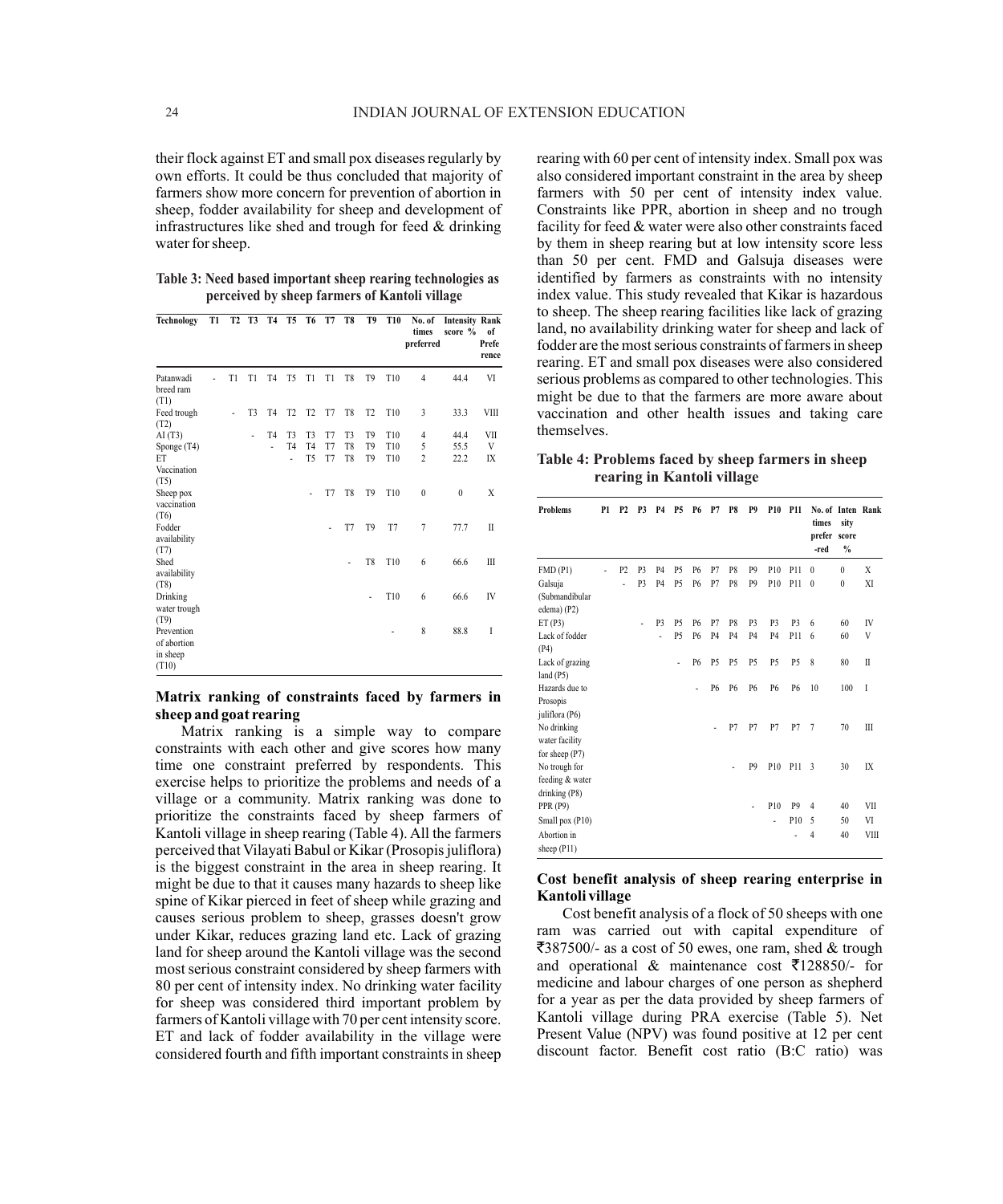their flock against ET and small pox diseases regularly by own efforts. It could be thus concluded that majority of farmers show more concern for prevention of abortion in sheep, fodder availability for sheep and development of infrastructures like shed and trough for feed & drinking water for sheep.

**Table 3: Need based important sheep rearing technologies as perceived by sheep farmers of Kantoli village**

| Technology | T1 | T2 | T3 | T4 | T5 | T6 | T7 | T8 | T9 | T10 | No. of times preferred | Intensity score % | Rank of Preference |
|---|---|---|---|---|---|---|---|---|---|---|---|---|---|
| Patanwadi breed ram (T1) | - | T1 | T1 | T4 | T5 | T1 | T1 | T8 | T9 | T10 | 4 | 44.4 | VI |
| Feed trough (T2) | | - | T3 | T4 | T2 | T2 | T7 | T8 | T2 | T10 | 3 | 33.3 | VIII |
| AI (T3) | | | - | T4 | T3 | T3 | T7 | T3 | T9 | T10 | 4 | 44.4 | VII |
| Sponge (T4) | | | | - | T4 | T4 | T7 | T8 | T9 | T10 | 5 | 55.5 | V |
| ET Vaccination (T5) | | | | | - | T5 | T7 | T8 | T9 | T10 | 2 | 22.2 | IX |
| Sheep pox vaccination (T6) | | | | | | - | T7 | T8 | T9 | T10 | 0 | 0 | X |
| Fodder availability (T7) | | | | | | | - | T7 | T9 | T7 | 7 | 77.7 | II |
| Shed availability (T8) | | | | | | | | - | T8 | T10 | 6 | 66.6 | III |
| Drinking water trough (T9) | | | | | | | | | - | T10 | 6 | 66.6 | IV |
| Prevention of abortion in sheep (T10) | | | | | | | | | | - | 8 | 88.8 | I |

## Matrix ranking of constraints faced by farmers in sheep and goat rearing

Matrix ranking is a simple way to compare constraints with each other and give scores how many time one constraint preferred by respondents. This exercise helps to prioritize the problems and needs of a village or a community. Matrix ranking was done to prioritize the constraints faced by sheep farmers of Kantoli village in sheep rearing (Table 4). All the farmers perceived that Vilayati Babul or Kikar (Prosopis juliflora) is the biggest constraint in the area in sheep rearing. It might be due to that it causes many hazards to sheep like spine of Kikar pierced in feet of sheep while grazing and causes serious problem to sheep, grasses doesn't grow under Kikar, reduces grazing land etc. Lack of grazing land for sheep around the Kantoli village was the second most serious constraint considered by sheep farmers with 80 per cent of intensity index. No drinking water facility for sheep was considered third important problem by farmers of Kantoli village with 70 per cent intensity score. ET and lack of fodder availability in the village were considered fourth and fifth important constraints in sheep rearing with 60 per cent of intensity index. Small pox was also considered important constraint in the area by sheep farmers with 50 per cent of intensity index value. Constraints like PPR, abortion in sheep and no trough facility for feed & water were also other constraints faced by them in sheep rearing but at low intensity score less than 50 per cent. FMD and Galsuja diseases were identified by farmers as constraints with no intensity index value. This study revealed that Kikar is hazardous to sheep. The sheep rearing facilities like lack of grazing land, no availability drinking water for sheep and lack of fodder are the most serious constraints of farmers in sheep rearing. ET and small pox diseases were also considered serious problems as compared to other technologies. This might be due to that the farmers are more aware about vaccination and other health issues and taking care themselves.

**Table 4: Problems faced by sheep farmers in sheep rearing in Kantoli village**

| Problems | P1 | P2 | P3 | P4 | P5 | P6 | P7 | P8 | P9 | P10 | P11 | No. of times preferred | Intensity score % | Rank |
|---|---|---|---|---|---|---|---|---|---|---|---|---|---|---|
| FMD (P1) | - | P2 | P3 | P4 | P5 | P6 | P7 | P8 | P9 | P10 | P11 | 0 | 0 | X |
| Galsuja (Submandibular edema) (P2) | | - | P3 | P4 | P5 | P6 | P7 | P8 | P9 | P10 | P11 | 0 | 0 | XI |
| ET (P3) | | | - | P3 | P5 | P6 | P7 | P8 | P3 | P3 | P3 | 6 | 60 | IV |
| Lack of fodder (P4) | | | | - | P5 | P6 | P4 | P4 | P4 | P4 | P11 | 6 | 60 | V |
| Lack of grazing land (P5) | | | | | - | P6 | P5 | P5 | P5 | P5 | P5 | 8 | 80 | II |
| Hazards due to Prosopis juliflora (P6) | | | | | | - | P6 | P6 | P6 | P6 | P6 | 10 | 100 | I |
| No drinking water facility for sheep (P7) | | | | | | | - | P7 | P7 | P7 | P7 | 7 | 70 | III |
| No trough for feeding & water drinking (P8) | | | | | | | | - | P9 | P10 | P11 | 3 | 30 | IX |
| PPR (P9) | | | | | | | | | - | P10 | P9 | 4 | 40 | VII |
| Small pox (P10) | | | | | | | | | | - | P10 | 5 | 50 | VI |
| Abortion in sheep (P11) | | | | | | | | | | | - | 4 | 40 | VIII |

## Cost benefit analysis of sheep rearing enterprise in Kantoli village

Cost benefit analysis of a flock of 50 sheeps with one ram was carried out with capital expenditure of ₹387500/- as a cost of 50 ewes, one ram, shed & trough and operational & maintenance cost ₹128850/- for medicine and labour charges of one person as shepherd for a year as per the data provided by sheep farmers of Kantoli village during PRA exercise (Table 5). Net Present Value (NPV) was found positive at 12 per cent discount factor. Benefit cost ratio (B:C ratio) was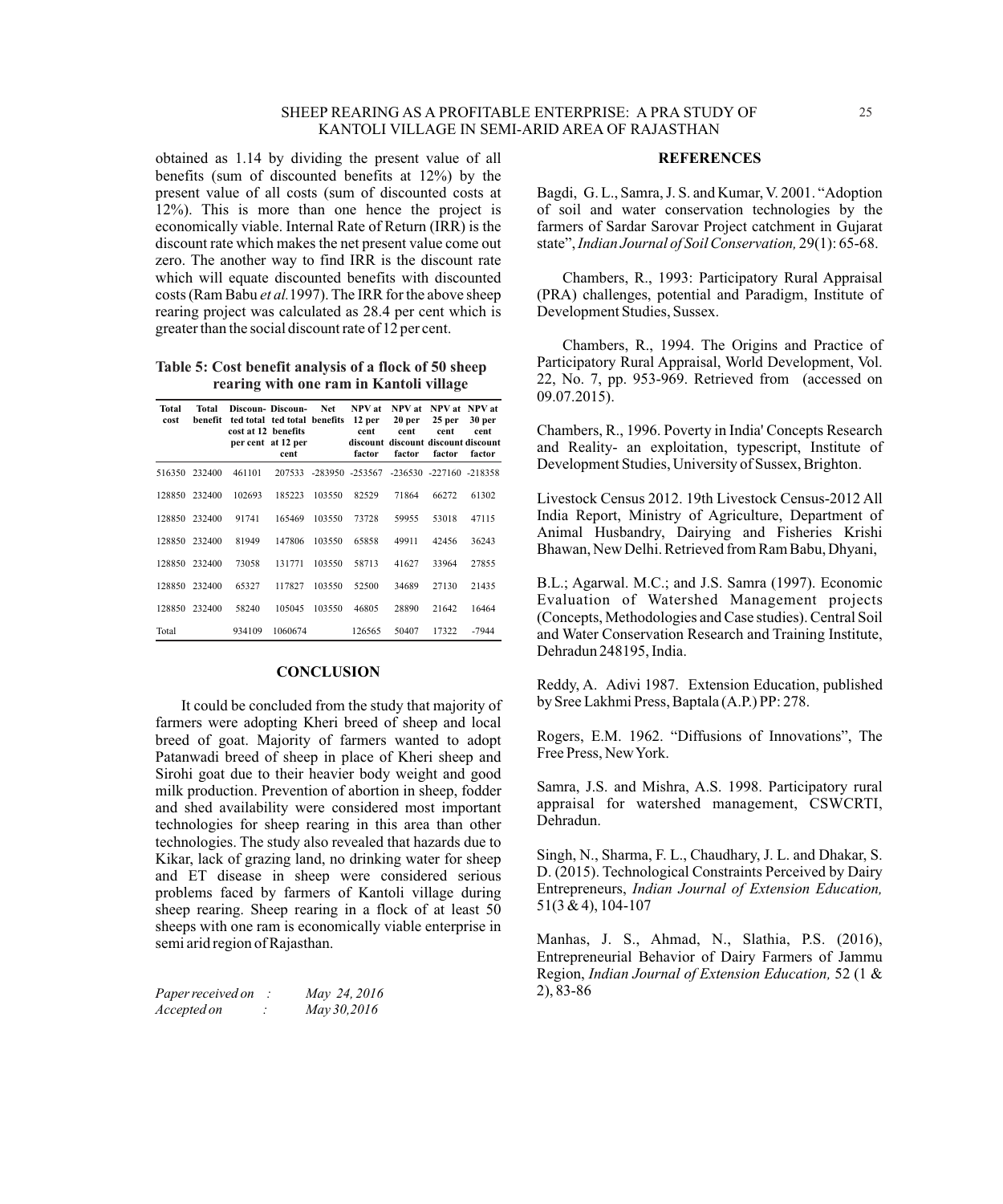obtained as 1.14 by dividing the present value of all benefits (sum of discounted benefits at 12%) by the present value of all costs (sum of discounted costs at 12%). This is more than one hence the project is economically viable. Internal Rate of Return (IRR) is the discount rate which makes the net present value come out zero. The another way to find IRR is the discount rate which will equate discounted benefits with discounted costs (Ram Babu *et al.*1997). The IRR for the above sheep rearing project was calculated as 28.4 per cent which is greater than the social discount rate of 12 per cent.

**Table 5: Cost benefit analysis of a flock of 50 sheep rearing with one ram in Kantoli village**

| Total cost | Total benefit | Discounted total cost at 12 per cent | Discounted total benefits at 12 per cent | Net benefits | NPV at 12 per cent discount factor | NPV at 20 per cent discount factor | NPV at 25 per cent discount factor | NPV at 30 per cent discount factor |
|---|---|---|---|---|---|---|---|---|
| 516350 | 232400 | 461101 | 207533 | -283950 | -253567 | -236530 | -227160 | -218358 |
| 128850 | 232400 | 102693 | 185223 | 103550 | 82529 | 71864 | 66272 | 61302 |
| 128850 | 232400 | 91741 | 165469 | 103550 | 73728 | 59955 | 53018 | 47115 |
| 128850 | 232400 | 81949 | 147806 | 103550 | 65858 | 49911 | 42456 | 36243 |
| 128850 | 232400 | 73058 | 131771 | 103550 | 58713 | 41627 | 33964 | 27855 |
| 128850 | 232400 | 65327 | 117827 | 103550 | 52500 | 34689 | 27130 | 21435 |
| 128850 | 232400 | 58240 | 105045 | 103550 | 46805 | 28890 | 21642 | 16464 |
| Total | | 934109 | 1060674 | | 126565 | 50407 | 17322 | -7944 |

## CONCLUSION

It could be concluded from the study that majority of farmers were adopting Kheri breed of sheep and local breed of goat. Majority of farmers wanted to adopt Patanwadi breed of sheep in place of Kheri sheep and Sirohi goat due to their heavier body weight and good milk production. Prevention of abortion in sheep, fodder and shed availability were considered most important technologies for sheep rearing in this area than other technologies. The study also revealed that hazards due to Kikar, lack of grazing land, no drinking water for sheep and ET disease in sheep were considered serious problems faced by farmers of Kantoli village during sheep rearing. Sheep rearing in a flock of at least 50 sheeps with one ram is economically viable enterprise in semi arid region of Rajasthan.

*Paper received on : May 24, 2016*
*Accepted on : May 30,2016*

## REFERENCES

Bagdi, G. L., Samra, J. S. and Kumar, V. 2001. "Adoption of soil and water conservation technologies by the farmers of Sardar Sarovar Project catchment in Gujarat state", *Indian Journal of Soil Conservation,* 29(1): 65-68.

Chambers, R., 1993: Participatory Rural Appraisal (PRA) challenges, potential and Paradigm, Institute of Development Studies, Sussex.

Chambers, R., 1994. The Origins and Practice of Participatory Rural Appraisal, World Development, Vol. 22, No. 7, pp. 953-969. Retrieved from (accessed on 09.07.2015).

Chambers, R., 1996. Poverty in India' Concepts Research and Reality- an exploitation, typescript, Institute of Development Studies, University of Sussex, Brighton.

Livestock Census 2012. 19th Livestock Census-2012 All India Report, Ministry of Agriculture, Department of Animal Husbandry, Dairying and Fisheries Krishi Bhawan, New Delhi. Retrieved from Ram Babu, Dhyani,

B.L.; Agarwal. M.C.; and J.S. Samra (1997). Economic Evaluation of Watershed Management projects (Concepts, Methodologies and Case studies). Central Soil and Water Conservation Research and Training Institute, Dehradun 248195, India.

Reddy, A. Adivi 1987. Extension Education, published by Sree Lakhmi Press, Baptala (A.P.) PP: 278.

Rogers, E.M. 1962. "Diffusions of Innovations", The Free Press, New York.

Samra, J.S. and Mishra, A.S. 1998. Participatory rural appraisal for watershed management, CSWCRTI, Dehradun.

Singh, N., Sharma, F. L., Chaudhary, J. L. and Dhakar, S. D. (2015). Technological Constraints Perceived by Dairy Entrepreneurs, *Indian Journal of Extension Education,* 51(3 & 4), 104-107

Manhas, J. S., Ahmad, N., Slathia, P.S. (2016), Entrepreneurial Behavior of Dairy Farmers of Jammu Region, *Indian Journal of Extension Education,* 52 (1 & 2), 83-86